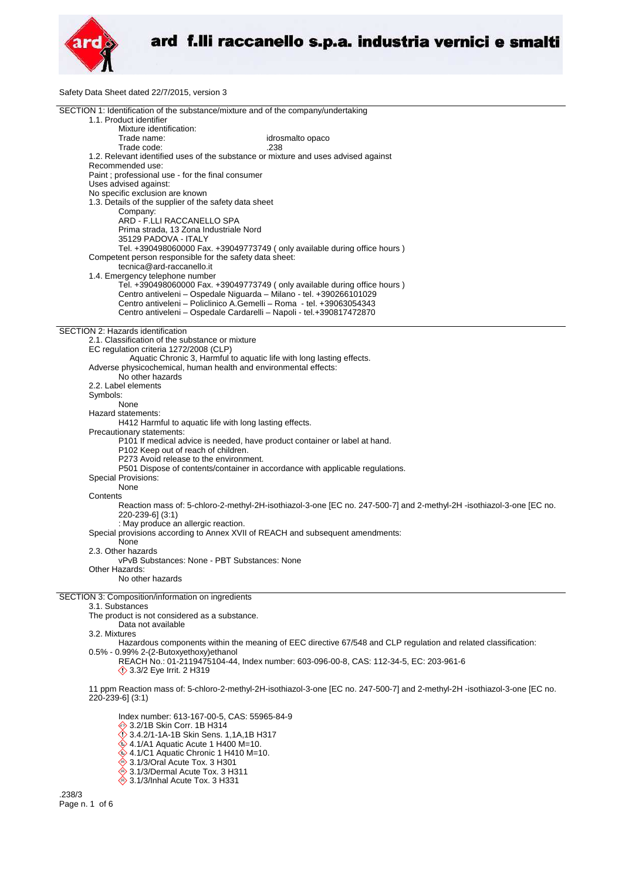**ard f.lli raccanello s.p.a. industria vernici e smalti**

Safety Data Sheet dated 22/7/2015, version 3

## SECTION 1: Identification of the substance/mixture and of the company/undertaking

1.1. Product identifier

Mixture identification:

Trade name: idrosmalto opaco

Trade code: .238

1.2. Relevant identified uses of the substance or mixture and uses advised against

Recommended use:

Paint ; professional use - for the final consumer

Uses advised against:

No specific exclusion are known

1.3. Details of the supplier of the safety data sheet

Company:

ARD - F.LLI RACCANELLO SPA
Prima strada, 13 Zona Industriale Nord
35129 PADOVA - ITALY
Tel. +390498060000 Fax. +39049773749 ( only available during office hours )

Competent person responsible for the safety data sheet:

tecnica@ard-raccanello.it

1.4. Emergency telephone number

Tel. +390498060000 Fax. +39049773749 ( only available during office hours )
Centro antiveleni – Ospedale Niguarda – Milano - tel. +390266101029
Centro antiveleni – Policlinico A.Gemelli – Roma - tel. +39063054343
Centro antiveleni – Ospedale Cardarelli – Napoli - tel.+390817472870

## SECTION 2: Hazards identification

2.1. Classification of the substance or mixture

EC regulation criteria 1272/2008 (CLP)

Aquatic Chronic 3, Harmful to aquatic life with long lasting effects.

Adverse physicochemical, human health and environmental effects:

No other hazards

2.2. Label elements

Symbols:

None

Hazard statements:

H412 Harmful to aquatic life with long lasting effects.

Precautionary statements:

P101 If medical advice is needed, have product container or label at hand.
P102 Keep out of reach of children.
P273 Avoid release to the environment.
P501 Dispose of contents/container in accordance with applicable regulations.

Special Provisions:

None

Contents

Reaction mass of: 5-chloro-2-methyl-2H-isothiazol-3-one [EC no. 247-500-7] and 2-methyl-2H -isothiazol-3-one [EC no. 220-239-6] (3:1)
: May produce an allergic reaction.

Special provisions according to Annex XVII of REACH and subsequent amendments:

None

2.3. Other hazards

vPvB Substances: None - PBT Substances: None

Other Hazards:

No other hazards

## SECTION 3: Composition/information on ingredients

3.1. Substances

The product is not considered as a substance.

Data not available

3.2. Mixtures

Hazardous components within the meaning of EEC directive 67/548 and CLP regulation and related classification:

0.5% - 0.99% 2-(2-Butoxyethoxy)ethanol

REACH No.: 01-2119475104-44, Index number: 603-096-00-8, CAS: 112-34-5, EC: 203-961-6
3.3/2 Eye Irrit. 2 H319

11 ppm Reaction mass of: 5-chloro-2-methyl-2H-isothiazol-3-one [EC no. 247-500-7] and 2-methyl-2H -isothiazol-3-one [EC no. 220-239-6] (3:1)

Index number: 613-167-00-5, CAS: 55965-84-9
3.2/1B Skin Corr. 1B H314
3.4.2/1-1A-1B Skin Sens. 1,1A,1B H317
4.1/A1 Aquatic Acute 1 H400 M=10.
4.1/C1 Aquatic Chronic 1 H410 M=10.
3.1/3/Oral Acute Tox. 3 H301
3.1/3/Dermal Acute Tox. 3 H311
3.1/3/Inhal Acute Tox. 3 H331

.238/3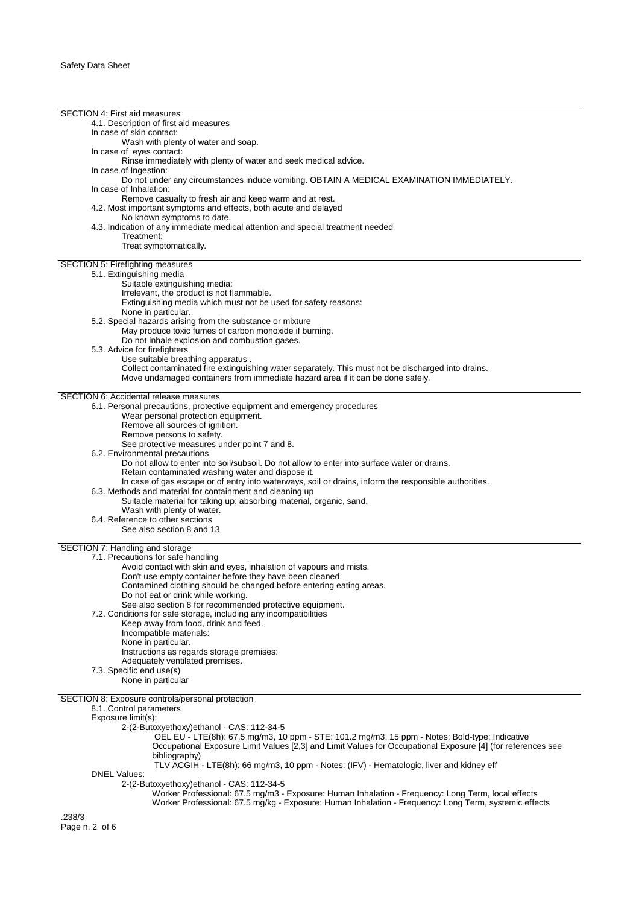## SECTION 4: First aid measures

4.1. Description of first aid measures

In case of skin contact:

Wash with plenty of water and soap.

In case of eyes contact:

Rinse immediately with plenty of water and seek medical advice.

In case of Ingestion:

Do not under any circumstances induce vomiting. OBTAIN A MEDICAL EXAMINATION IMMEDIATELY.

In case of Inhalation:

Remove casualty to fresh air and keep warm and at rest.

4.2. Most important symptoms and effects, both acute and delayed

No known symptoms to date.

4.3. Indication of any immediate medical attention and special treatment needed

Treatment:

Treat symptomatically.

## SECTION 5: Firefighting measures

5.1. Extinguishing media

Suitable extinguishing media:

Irrelevant, the product is not flammable.

Extinguishing media which must not be used for safety reasons:

None in particular.

5.2. Special hazards arising from the substance or mixture

May produce toxic fumes of carbon monoxide if burning.

Do not inhale explosion and combustion gases.

5.3. Advice for firefighters

Use suitable breathing apparatus .

Collect contaminated fire extinguishing water separately. This must not be discharged into drains.

Move undamaged containers from immediate hazard area if it can be done safely.

## SECTION 6: Accidental release measures

6.1. Personal precautions, protective equipment and emergency procedures

Wear personal protection equipment.

Remove all sources of ignition.

Remove persons to safety.

See protective measures under point 7 and 8.

6.2. Environmental precautions

Do not allow to enter into soil/subsoil. Do not allow to enter into surface water or drains.

Retain contaminated washing water and dispose it.

In case of gas escape or of entry into waterways, soil or drains, inform the responsible authorities.

6.3. Methods and material for containment and cleaning up

Suitable material for taking up: absorbing material, organic, sand.

Wash with plenty of water.

6.4. Reference to other sections

See also section 8 and 13

## SECTION 7: Handling and storage

7.1. Precautions for safe handling

Avoid contact with skin and eyes, inhalation of vapours and mists.

Don't use empty container before they have been cleaned.

Contamined clothing should be changed before entering eating areas.

Do not eat or drink while working.

See also section 8 for recommended protective equipment.

7.2. Conditions for safe storage, including any incompatibilities

Keep away from food, drink and feed.

Incompatible materials:

None in particular.

Instructions as regards storage premises:

Adequately ventilated premises.

7.3. Specific end use(s)

None in particular

## SECTION 8: Exposure controls/personal protection

8.1. Control parameters

Exposure limit(s):

2-(2-Butoxyethoxy)ethanol - CAS: 112-34-5

OEL EU - LTE(8h): 67.5 mg/m3, 10 ppm - STE: 101.2 mg/m3, 15 ppm - Notes: Bold-type: Indicative Occupational Exposure Limit Values [2,3] and Limit Values for Occupational Exposure [4] (for references see bibliography)

TLV ACGIH - LTE(8h): 66 mg/m3, 10 ppm - Notes: (IFV) - Hematologic, liver and kidney eff

DNEL Values:

2-(2-Butoxyethoxy)ethanol - CAS: 112-34-5

Worker Professional: 67.5 mg/m3 - Exposure: Human Inhalation - Frequency: Long Term, local effects

Worker Professional: 67.5 mg/kg - Exposure: Human Inhalation - Frequency: Long Term, systemic effects

.238/3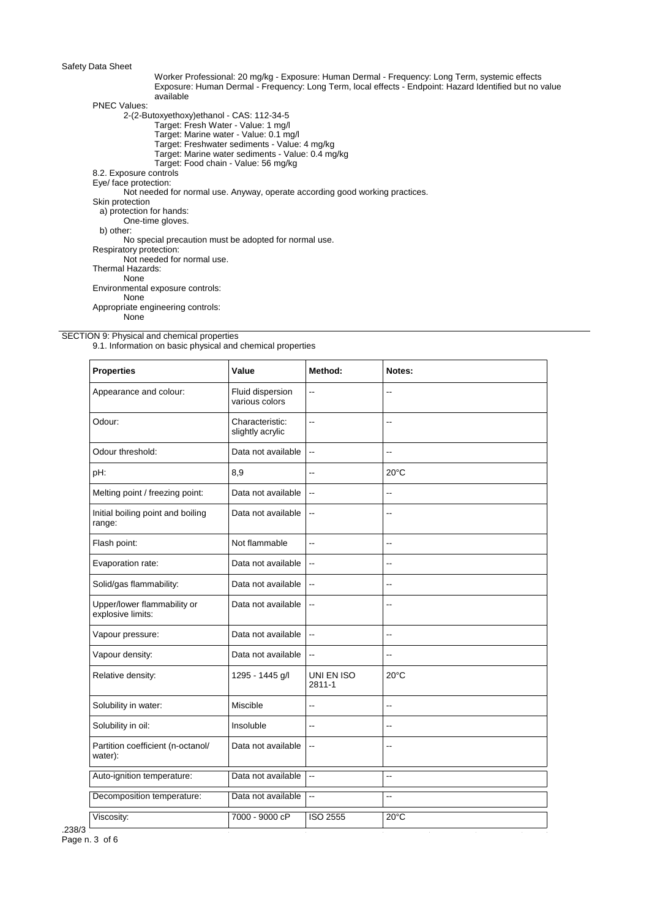Worker Professional: 20 mg/kg - Exposure: Human Dermal - Frequency: Long Term, systemic effects
Exposure: Human Dermal - Frequency: Long Term, local effects - Endpoint: Hazard Identified but no value available

PNEC Values:

2-(2-Butoxyethoxy)ethanol - CAS: 112-34-5
- Target: Fresh Water - Value: 1 mg/l
- Target: Marine water - Value: 0.1 mg/l
- Target: Freshwater sediments - Value: 4 mg/kg
- Target: Marine water sediments - Value: 0.4 mg/kg
- Target: Food chain - Value: 56 mg/kg

8.2. Exposure controls

Eye/ face protection:
Not needed for normal use. Anyway, operate according good working practices.

Skin protection

a) protection for hands:
One-time gloves.

b) other:
No special precaution must be adopted for normal use.

Respiratory protection:
Not needed for normal use.

Thermal Hazards:
None

Environmental exposure controls:
None

Appropriate engineering controls:
None

## SECTION 9: Physical and chemical properties

9.1. Information on basic physical and chemical properties

| Properties | Value | Method: | Notes: |
|---|---|---|---|
| Appearance and colour: | Fluid dispersion various colors | -- | -- |
| Odour: | Characteristic: slightly acrylic | -- | -- |
| Odour threshold: | Data not available | -- | -- |
| pH: | 8,9 | -- | 20°C |
| Melting point / freezing point: | Data not available | -- | -- |
| Initial boiling point and boiling range: | Data not available | -- | -- |
| Flash point: | Not flammable | -- | -- |
| Evaporation rate: | Data not available | -- | -- |
| Solid/gas flammability: | Data not available | -- | -- |
| Upper/lower flammability or explosive limits: | Data not available | -- | -- |
| Vapour pressure: | Data not available | -- | -- |
| Vapour density: | Data not available | -- | -- |
| Relative density: | 1295 - 1445 g/l | UNI EN ISO 2811-1 | 20°C |
| Solubility in water: | Miscible | -- | -- |
| Solubility in oil: | Insoluble | -- | -- |
| Partition coefficient (n-octanol/ water): | Data not available | -- | -- |
| Auto-ignition temperature: | Data not available | -- | -- |
| Decomposition temperature: | Data not available | -- | -- |
| Viscosity: | 7000 - 9000 cP | ISO 2555 | 20°C |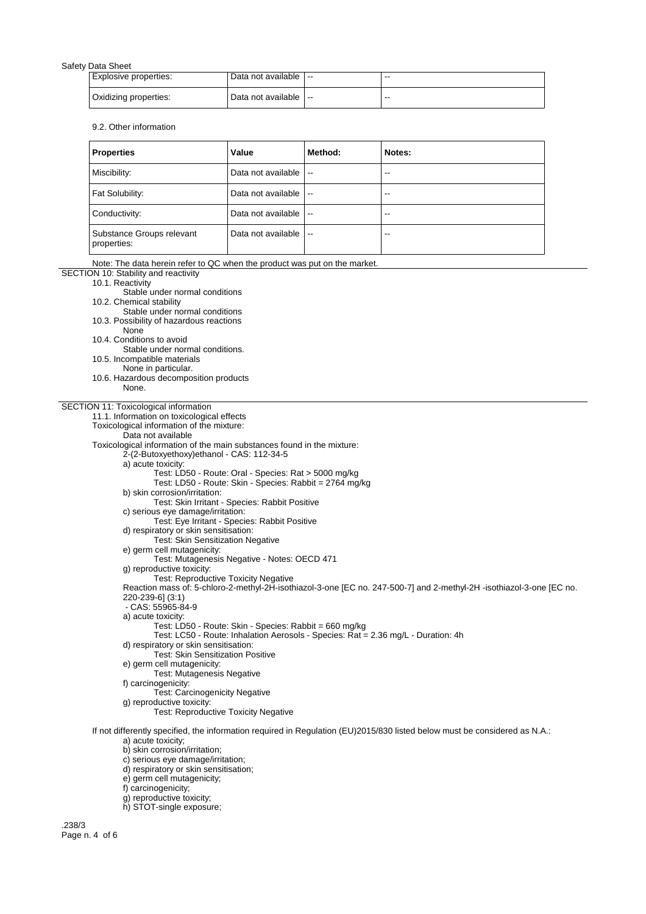| Explosive properties: | Data not available | -- | -- |
|---|---|---|---|
| Oxidizing properties: | Data not available | -- | -- |

9.2. Other information

| Properties | Value | Method: | Notes: |
|---|---|---|---|
| Miscibility: | Data not available | -- | -- |
| Fat Solubility: | Data not available | -- | -- |
| Conductivity: | Data not available | -- | -- |
| Substance Groups relevant properties: | Data not available | -- | -- |

Note: The data herein refer to QC when the product was put on the market.

## SECTION 10: Stability and reactivity

10.1. Reactivity
Stable under normal conditions

10.2. Chemical stability
Stable under normal conditions

10.3. Possibility of hazardous reactions
None

10.4. Conditions to avoid
Stable under normal conditions.

10.5. Incompatible materials
None in particular.

10.6. Hazardous decomposition products
None.

## SECTION 11: Toxicological information

11.1. Information on toxicological effects

Toxicological information of the mixture:
Data not available

Toxicological information of the main substances found in the mixture:

2-(2-Butoxyethoxy)ethanol - CAS: 112-34-5

a) acute toxicity:
Test: LD50 - Route: Oral - Species: Rat > 5000 mg/kg
Test: LD50 - Route: Skin - Species: Rabbit = 2764 mg/kg

b) skin corrosion/irritation:
Test: Skin Irritant - Species: Rabbit Positive

c) serious eye damage/irritation:
Test: Eye Irritant - Species: Rabbit Positive

d) respiratory or skin sensitisation:
Test: Skin Sensitization Negative

e) germ cell mutagenicity:
Test: Mutagenesis Negative - Notes: OECD 471

g) reproductive toxicity:
Test: Reproductive Toxicity Negative

Reaction mass of: 5-chloro-2-methyl-2H-isothiazol-3-one [EC no. 247-500-7] and 2-methyl-2H -isothiazol-3-one [EC no. 220-239-6] (3:1)
- CAS: 55965-84-9

a) acute toxicity:
Test: LD50 - Route: Skin - Species: Rabbit = 660 mg/kg
Test: LC50 - Route: Inhalation Aerosols - Species: Rat = 2.36 mg/L - Duration: 4h

d) respiratory or skin sensitisation:
Test: Skin Sensitization Positive

e) germ cell mutagenicity:
Test: Mutagenesis Negative

f) carcinogenicity:
Test: Carcinogenicity Negative

g) reproductive toxicity:
Test: Reproductive Toxicity Negative

If not differently specified, the information required in Regulation (EU)2015/830 listed below must be considered as N.A.:

a) acute toxicity;
b) skin corrosion/irritation;
c) serious eye damage/irritation;
d) respiratory or skin sensitisation;
e) germ cell mutagenicity;
f) carcinogenicity;
g) reproductive toxicity;
h) STOT-single exposure;

.238/3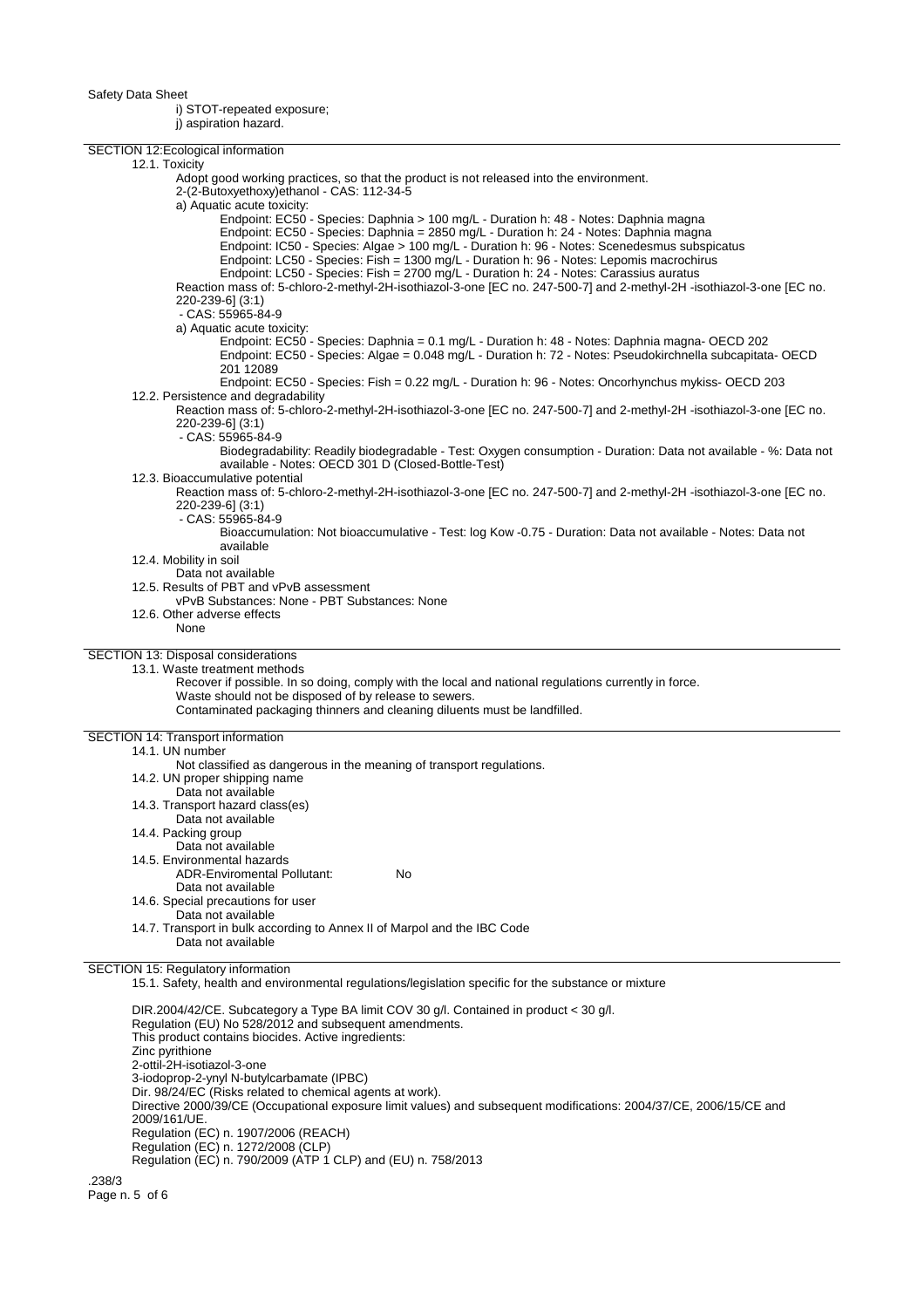i) STOT-repeated exposure;
j) aspiration hazard.

## SECTION 12:Ecological information

### 12.1. Toxicity

Adopt good working practices, so that the product is not released into the environment.

2-(2-Butoxyethoxy)ethanol - CAS: 112-34-5

a) Aquatic acute toxicity:

- Endpoint: EC50 - Species: Daphnia > 100 mg/L - Duration h: 48 - Notes: Daphnia magna
- Endpoint: EC50 - Species: Daphnia = 2850 mg/L - Duration h: 24 - Notes: Daphnia magna
- Endpoint: IC50 - Species: Algae > 100 mg/L - Duration h: 96 - Notes: Scenedesmus subspicatus
- Endpoint: LC50 - Species: Fish = 1300 mg/L - Duration h: 96 - Notes: Lepomis macrochirus
- Endpoint: LC50 - Species: Fish = 2700 mg/L - Duration h: 24 - Notes: Carassius auratus

Reaction mass of: 5-chloro-2-methyl-2H-isothiazol-3-one [EC no. 247-500-7] and 2-methyl-2H -isothiazol-3-one [EC no. 220-239-6] (3:1)
- CAS: 55965-84-9

a) Aquatic acute toxicity:

- Endpoint: EC50 - Species: Daphnia = 0.1 mg/L - Duration h: 48 - Notes: Daphnia magna- OECD 202
- Endpoint: EC50 - Species: Algae = 0.048 mg/L - Duration h: 72 - Notes: Pseudokirchnella subcapitata- OECD 201 12089
- Endpoint: EC50 - Species: Fish = 0.22 mg/L - Duration h: 96 - Notes: Oncorhynchus mykiss- OECD 203

### 12.2. Persistence and degradability

Reaction mass of: 5-chloro-2-methyl-2H-isothiazol-3-one [EC no. 247-500-7] and 2-methyl-2H -isothiazol-3-one [EC no. 220-239-6] (3:1)
- CAS: 55965-84-9

Biodegradability: Readily biodegradable - Test: Oxygen consumption - Duration: Data not available - %: Data not available - Notes: OECD 301 D (Closed-Bottle-Test)

### 12.3. Bioaccumulative potential

Reaction mass of: 5-chloro-2-methyl-2H-isothiazol-3-one [EC no. 247-500-7] and 2-methyl-2H -isothiazol-3-one [EC no. 220-239-6] (3:1)
- CAS: 55965-84-9

Bioaccumulation: Not bioaccumulative - Test: log Kow -0.75 - Duration: Data not available - Notes: Data not available

### 12.4. Mobility in soil

Data not available

### 12.5. Results of PBT and vPvB assessment

vPvB Substances: None - PBT Substances: None

### 12.6. Other adverse effects

None

## SECTION 13: Disposal considerations

### 13.1. Waste treatment methods

Recover if possible. In so doing, comply with the local and national regulations currently in force.
Waste should not be disposed of by release to sewers.
Contaminated packaging thinners and cleaning diluents must be landfilled.

## SECTION 14: Transport information

### 14.1. UN number

Not classified as dangerous in the meaning of transport regulations.

### 14.2. UN proper shipping name

Data not available

### 14.3. Transport hazard class(es)

Data not available

### 14.4. Packing group

Data not available

### 14.5. Environmental hazards

ADR-Enviromental Pollutant: No

Data not available

### 14.6. Special precautions for user

Data not available

### 14.7. Transport in bulk according to Annex II of Marpol and the IBC Code

Data not available

## SECTION 15: Regulatory information

### 15.1. Safety, health and environmental regulations/legislation specific for the substance or mixture

DIR.2004/42/CE. Subcategory a Type BA limit COV 30 g/l. Contained in product < 30 g/l.
Regulation (EU) No 528/2012 and subsequent amendments.
This product contains biocides. Active ingredients:
Zinc pyrithione
2-ottil-2H-isotiazol-3-one
3-iodoprop-2-ynyl N-butylcarbamate (IPBC)
Dir. 98/24/EC (Risks related to chemical agents at work).
Directive 2000/39/CE (Occupational exposure limit values) and subsequent modifications: 2004/37/CE, 2006/15/CE and 2009/161/UE.
Regulation (EC) n. 1907/2006 (REACH)
Regulation (EC) n. 1272/2008 (CLP)
Regulation (EC) n. 790/2009 (ATP 1 CLP) and (EU) n. 758/2013

.238/3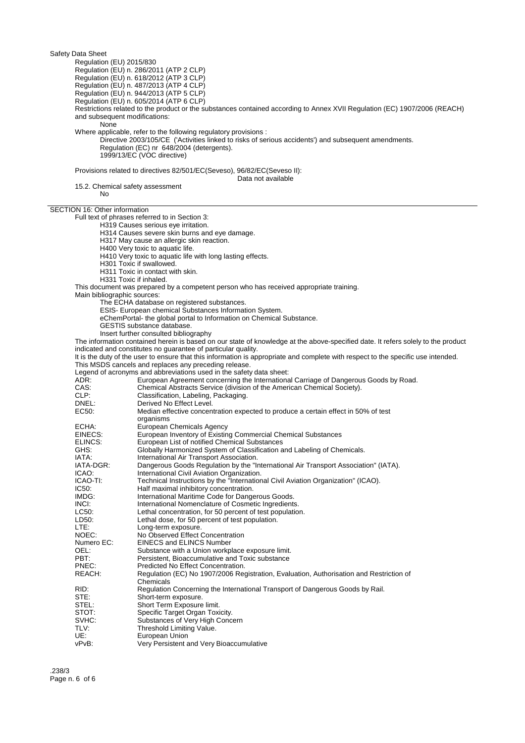Safety Data Sheet

Regulation (EU) 2015/830
Regulation (EU) n. 286/2011 (ATP 2 CLP)
Regulation (EU) n. 618/2012 (ATP 3 CLP)
Regulation (EU) n. 487/2013 (ATP 4 CLP)
Regulation (EU) n. 944/2013 (ATP 5 CLP)
Regulation (EU) n. 605/2014 (ATP 6 CLP)

Restrictions related to the product or the substances contained according to Annex XVII Regulation (EC) 1907/2006 (REACH) and subsequent modifications:

None

Where applicable, refer to the following regulatory provisions :

Directive 2003/105/CE ('Activities linked to risks of serious accidents') and subsequent amendments.
Regulation (EC) nr 648/2004 (detergents).
1999/13/EC (VOC directive)

Provisions related to directives 82/501/EC(Seveso), 96/82/EC(Seveso II):

Data not available

15.2. Chemical safety assessment

No

## SECTION 16: Other information

Full text of phrases referred to in Section 3:

H319 Causes serious eye irritation.
H314 Causes severe skin burns and eye damage.
H317 May cause an allergic skin reaction.
H400 Very toxic to aquatic life.
H410 Very toxic to aquatic life with long lasting effects.
H301 Toxic if swallowed.
H311 Toxic in contact with skin.
H331 Toxic if inhaled.

This document was prepared by a competent person who has received appropriate training.

Main bibliographic sources:

The ECHA database on registered substances.
ESIS- European chemical Substances Information System.
eChemPortal- the global portal to Information on Chemical Substance.
GESTIS substance database.
Insert further consulted bibliography

The information contained herein is based on our state of knowledge at the above-specified date. It refers solely to the product indicated and constitutes no guarantee of particular quality.

It is the duty of the user to ensure that this information is appropriate and complete with respect to the specific use intended.

This MSDS cancels and replaces any preceding release.

Legend of acronyms and abbreviations used in the safety data sheet:

| | |
|---|---|
| ADR: | European Agreement concerning the International Carriage of Dangerous Goods by Road. |
| CAS: | Chemical Abstracts Service (division of the American Chemical Society). |
| CLP: | Classification, Labeling, Packaging. |
| DNEL: | Derived No Effect Level. |
| EC50: | Median effective concentration expected to produce a certain effect in 50% of test organisms |
| ECHA: | European Chemicals Agency |
| EINECS: | European Inventory of Existing Commercial Chemical Substances |
| ELINCS: | European List of notified Chemical Substances |
| GHS: | Globally Harmonized System of Classification and Labeling of Chemicals. |
| IATA: | International Air Transport Association. |
| IATA-DGR: | Dangerous Goods Regulation by the "International Air Transport Association" (IATA). |
| ICAO: | International Civil Aviation Organization. |
| ICAO-TI: | Technical Instructions by the "International Civil Aviation Organization" (ICAO). |
| IC50: | Half maximal inhibitory concentration. |
| IMDG: | International Maritime Code for Dangerous Goods. |
| INCI: | International Nomenclature of Cosmetic Ingredients. |
| LC50: | Lethal concentration, for 50 percent of test population. |
| LD50: | Lethal dose, for 50 percent of test population. |
| LTE: | Long-term exposure. |
| NOEC: | No Observed Effect Concentration |
| Numero EC: | EINECS and ELINCS Number |
| OEL: | Substance with a Union workplace exposure limit. |
| PBT: | Persistent, Bioaccumulative and Toxic substance |
| PNEC: | Predicted No Effect Concentration. |
| REACH: | Regulation (EC) No 1907/2006 Registration, Evaluation, Authorisation and Restriction of Chemicals |
| RID: | Regulation Concerning the International Transport of Dangerous Goods by Rail. |
| STE: | Short-term exposure. |
| STEL: | Short Term Exposure limit. |
| STOT: | Specific Target Organ Toxicity. |
| SVHC: | Substances of Very High Concern |
| TLV: | Threshold Limiting Value. |
| UE: | European Union |
| vPvB: | Very Persistent and Very Bioaccumulative |

.238/3